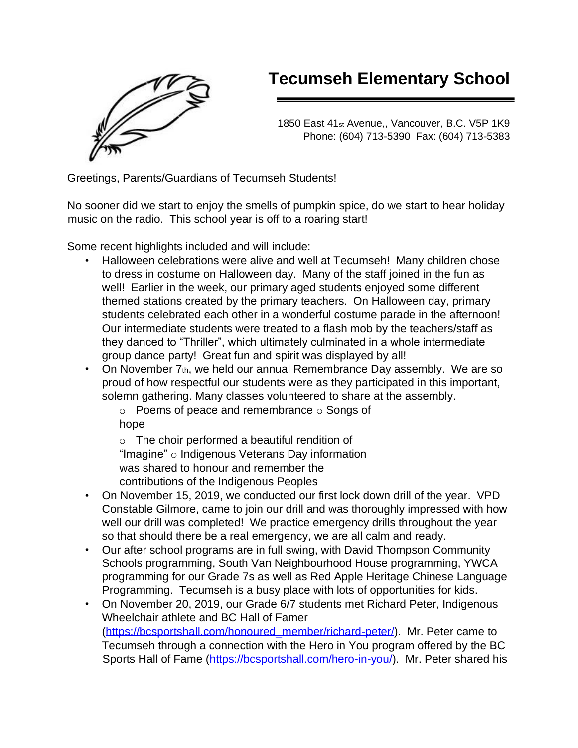# Tecumseh Elementary School

1850 East 41st Avenue,, Vancouver, B.C. V5P 1K9
Phone: (604) 713-5390 Fax: (604) 713-5383

Greetings, Parents/Guardians of Tecumseh Students!

No sooner did we start to enjoy the smells of pumpkin spice, do we start to hear holiday music on the radio. This school year is off to a roaring start!

Some recent highlights included and will include:

- Halloween celebrations were alive and well at Tecumseh! Many children chose to dress in costume on Halloween day. Many of the staff joined in the fun as well! Earlier in the week, our primary aged students enjoyed some different themed stations created by the primary teachers. On Halloween day, primary students celebrated each other in a wonderful costume parade in the afternoon! Our intermediate students were treated to a flash mob by the teachers/staff as they danced to "Thriller", which ultimately culminated in a whole intermediate group dance party! Great fun and spirit was displayed by all!
- On November 7th, we held our annual Remembrance Day assembly. We are so proud of how respectful our students were as they participated in this important, solemn gathering. Many classes volunteered to share at the assembly.
  - Poems of peace and remembrance
  - Songs of hope
  - The choir performed a beautiful rendition of "Imagine"
  - Indigenous Veterans Day information was shared to honour and remember the contributions of the Indigenous Peoples
- On November 15, 2019, we conducted our first lock down drill of the year. VPD Constable Gilmore, came to join our drill and was thoroughly impressed with how well our drill was completed! We practice emergency drills throughout the year so that should there be a real emergency, we are all calm and ready.
- Our after school programs are in full swing, with David Thompson Community Schools programming, South Van Neighbourhood House programming, YWCA programming for our Grade 7s as well as Red Apple Heritage Chinese Language Programming. Tecumseh is a busy place with lots of opportunities for kids.
- On November 20, 2019, our Grade 6/7 students met Richard Peter, Indigenous Wheelchair athlete and BC Hall of Famer (https://bcsportshall.com/honoured_member/richard-peter/). Mr. Peter came to Tecumseh through a connection with the Hero in You program offered by the BC Sports Hall of Fame (https://bcsportshall.com/hero-in-you/). Mr. Peter shared his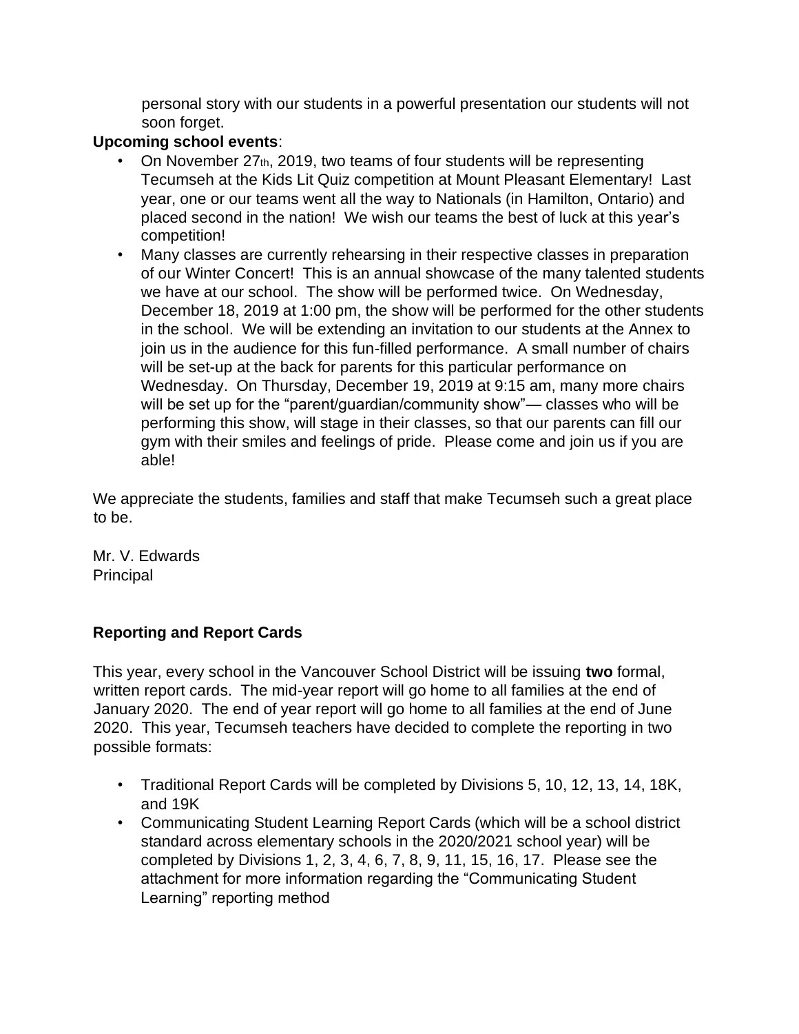personal story with our students in a powerful presentation our students will not soon forget.

**Upcoming school events**:

- On November 27th, 2019, two teams of four students will be representing Tecumseh at the Kids Lit Quiz competition at Mount Pleasant Elementary! Last year, one or our teams went all the way to Nationals (in Hamilton, Ontario) and placed second in the nation! We wish our teams the best of luck at this year's competition!
- Many classes are currently rehearsing in their respective classes in preparation of our Winter Concert! This is an annual showcase of the many talented students we have at our school. The show will be performed twice. On Wednesday, December 18, 2019 at 1:00 pm, the show will be performed for the other students in the school. We will be extending an invitation to our students at the Annex to join us in the audience for this fun-filled performance. A small number of chairs will be set-up at the back for parents for this particular performance on Wednesday. On Thursday, December 19, 2019 at 9:15 am, many more chairs will be set up for the "parent/guardian/community show"— classes who will be performing this show, will stage in their classes, so that our parents can fill our gym with their smiles and feelings of pride. Please come and join us if you are able!

We appreciate the students, families and staff that make Tecumseh such a great place to be.

Mr. V. Edwards
Principal

**Reporting and Report Cards**

This year, every school in the Vancouver School District will be issuing **two** formal, written report cards. The mid-year report will go home to all families at the end of January 2020. The end of year report will go home to all families at the end of June 2020. This year, Tecumseh teachers have decided to complete the reporting in two possible formats:

- Traditional Report Cards will be completed by Divisions 5, 10, 12, 13, 14, 18K, and 19K
- Communicating Student Learning Report Cards (which will be a school district standard across elementary schools in the 2020/2021 school year) will be completed by Divisions 1, 2, 3, 4, 6, 7, 8, 9, 11, 15, 16, 17. Please see the attachment for more information regarding the "Communicating Student Learning" reporting method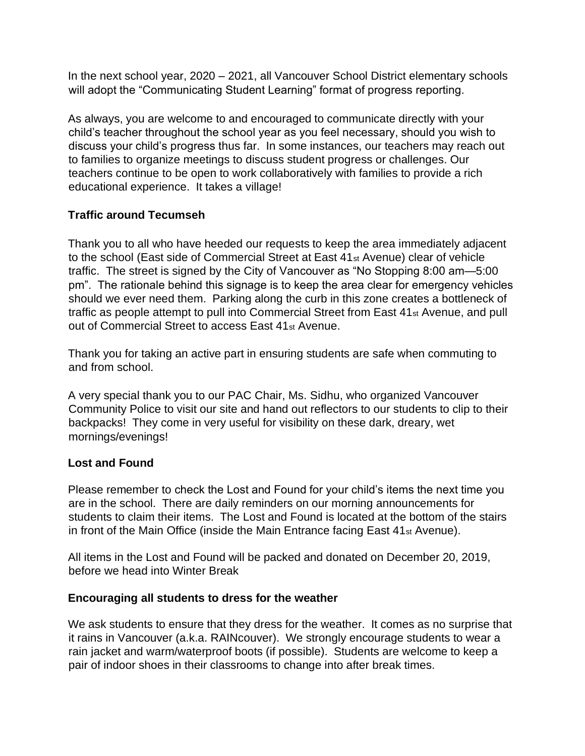In the next school year, 2020 – 2021, all Vancouver School District elementary schools will adopt the "Communicating Student Learning" format of progress reporting.

As always, you are welcome to and encouraged to communicate directly with your child's teacher throughout the school year as you feel necessary, should you wish to discuss your child's progress thus far. In some instances, our teachers may reach out to families to organize meetings to discuss student progress or challenges. Our teachers continue to be open to work collaboratively with families to provide a rich educational experience. It takes a village!

### Traffic around Tecumseh

Thank you to all who have heeded our requests to keep the area immediately adjacent to the school (East side of Commercial Street at East 41st Avenue) clear of vehicle traffic. The street is signed by the City of Vancouver as "No Stopping 8:00 am—5:00 pm". The rationale behind this signage is to keep the area clear for emergency vehicles should we ever need them. Parking along the curb in this zone creates a bottleneck of traffic as people attempt to pull into Commercial Street from East 41st Avenue, and pull out of Commercial Street to access East 41st Avenue.

Thank you for taking an active part in ensuring students are safe when commuting to and from school.

A very special thank you to our PAC Chair, Ms. Sidhu, who organized Vancouver Community Police to visit our site and hand out reflectors to our students to clip to their backpacks! They come in very useful for visibility on these dark, dreary, wet mornings/evenings!

### Lost and Found

Please remember to check the Lost and Found for your child's items the next time you are in the school. There are daily reminders on our morning announcements for students to claim their items. The Lost and Found is located at the bottom of the stairs in front of the Main Office (inside the Main Entrance facing East 41st Avenue).

All items in the Lost and Found will be packed and donated on December 20, 2019, before we head into Winter Break

### Encouraging all students to dress for the weather

We ask students to ensure that they dress for the weather. It comes as no surprise that it rains in Vancouver (a.k.a. RAINcouver). We strongly encourage students to wear a rain jacket and warm/waterproof boots (if possible). Students are welcome to keep a pair of indoor shoes in their classrooms to change into after break times.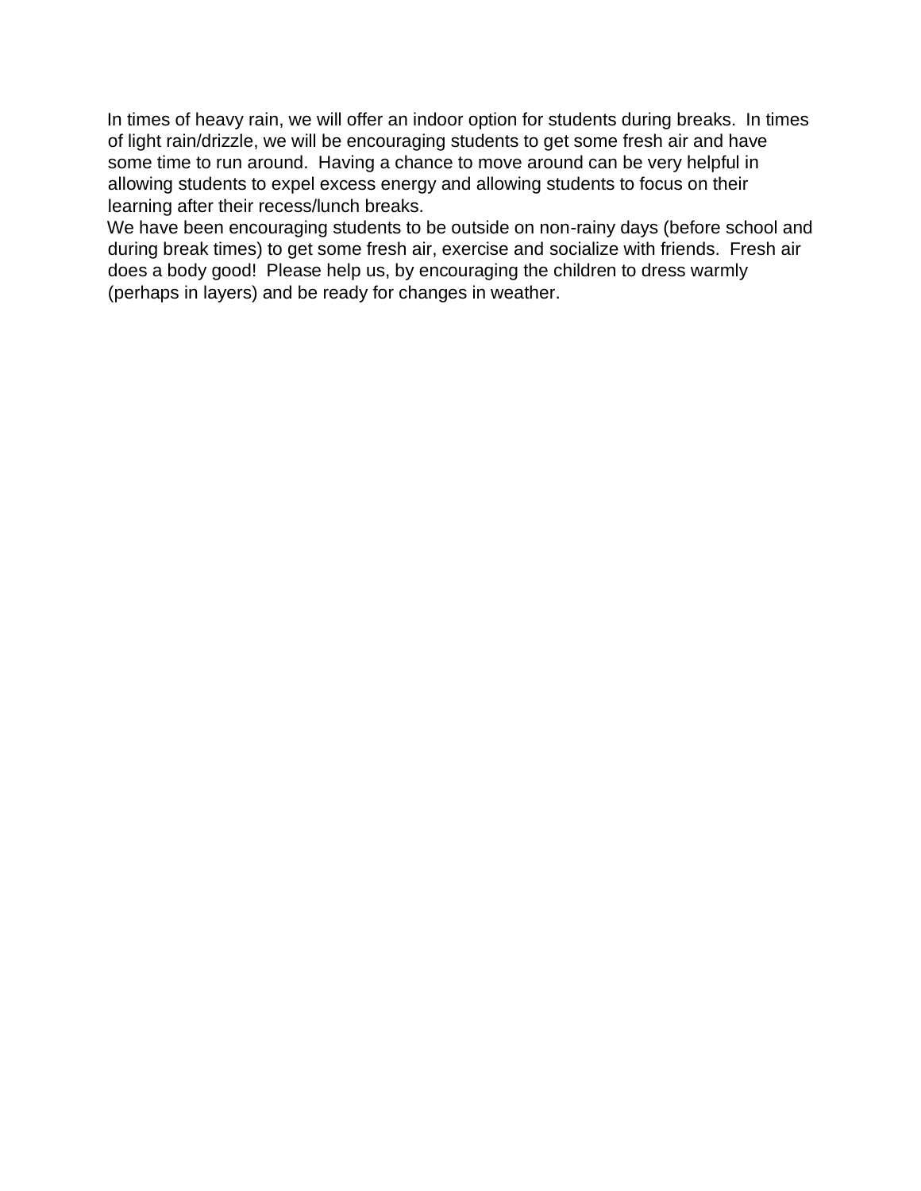In times of heavy rain, we will offer an indoor option for students during breaks.  In times of light rain/drizzle, we will be encouraging students to get some fresh air and have some time to run around.  Having a chance to move around can be very helpful in allowing students to expel excess energy and allowing students to focus on their learning after their recess/lunch breaks.

We have been encouraging students to be outside on non-rainy days (before school and during break times) to get some fresh air, exercise and socialize with friends.  Fresh air does a body good!  Please help us, by encouraging the children to dress warmly (perhaps in layers) and be ready for changes in weather.